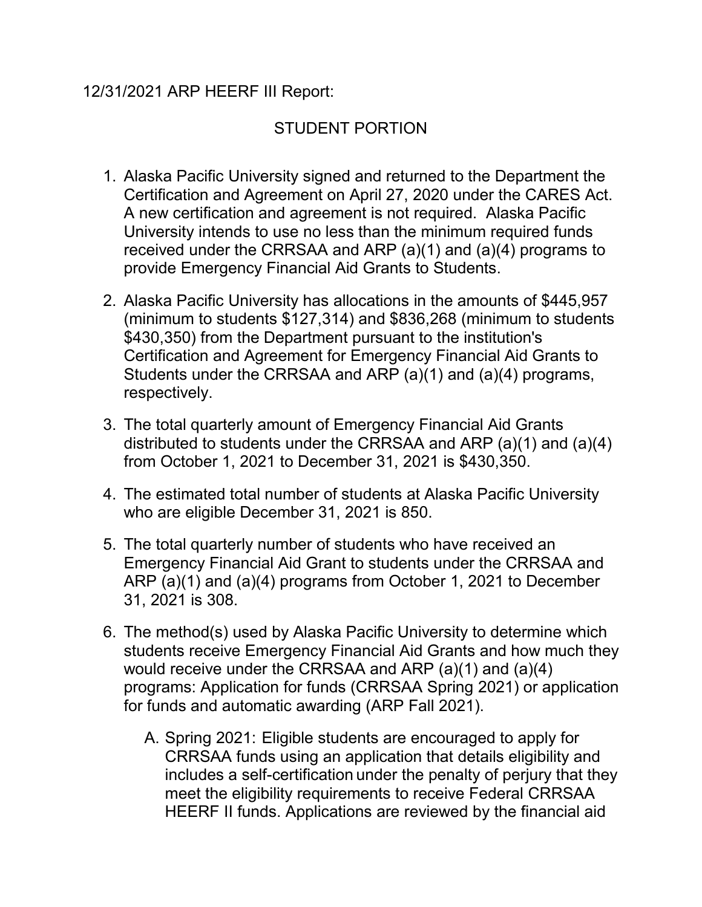12/31/2021 ARP HEERF III Report:

## STUDENT PORTION

1. Alaska Pacific University signed and returned to the Department the Certification and Agreement on April 27, 2020 under the CARES Act. A new certification and agreement is not required. Alaska Pacific University intends to use no less than the minimum required funds received under the CRRSAA and ARP (a)(1) and (a)(4) programs to provide Emergency Financial Aid Grants to Students.

2. Alaska Pacific University has allocations in the amounts of $445,957 (minimum to students $127,314) and $836,268 (minimum to students $430,350) from the Department pursuant to the institution's Certification and Agreement for Emergency Financial Aid Grants to Students under the CRRSAA and ARP (a)(1) and (a)(4) programs, respectively.

3. The total quarterly amount of Emergency Financial Aid Grants distributed to students under the CRRSAA and ARP (a)(1) and (a)(4) from October 1, 2021 to December 31, 2021 is $430,350.

4. The estimated total number of students at Alaska Pacific University who are eligible December 31, 2021 is 850.

5. The total quarterly number of students who have received an Emergency Financial Aid Grant to students under the CRRSAA and ARP (a)(1) and (a)(4) programs from October 1, 2021 to December 31, 2021 is 308.

6. The method(s) used by Alaska Pacific University to determine which students receive Emergency Financial Aid Grants and how much they would receive under the CRRSAA and ARP (a)(1) and (a)(4) programs: Application for funds (CRRSAA Spring 2021) or application for funds and automatic awarding (ARP Fall 2021).

   A. Spring 2021: Eligible students are encouraged to apply for CRRSAA funds using an application that details eligibility and includes a self-certification under the penalty of perjury that they meet the eligibility requirements to receive Federal CRRSAA HEERF II funds. Applications are reviewed by the financial aid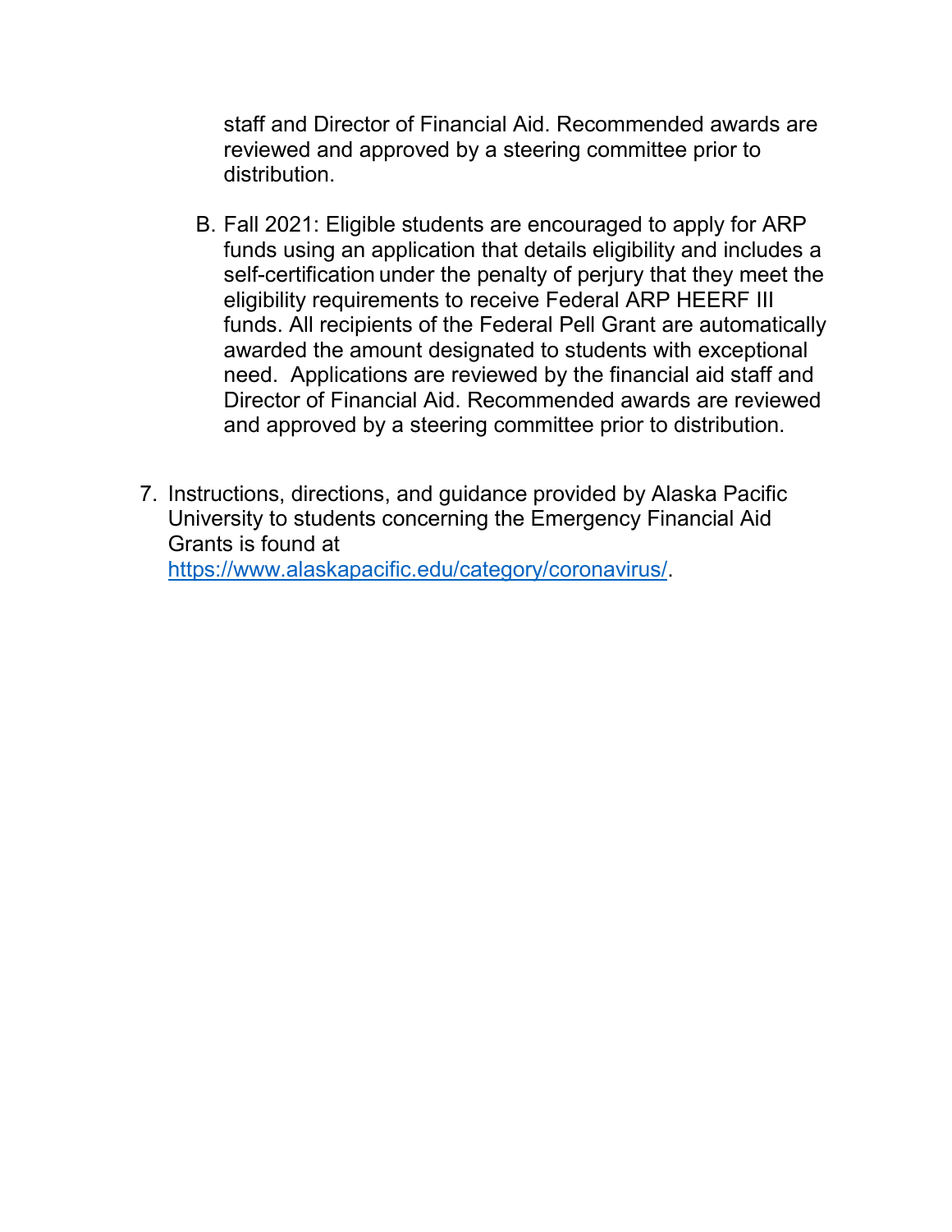staff and Director of Financial Aid. Recommended awards are reviewed and approved by a steering committee prior to distribution.

B. Fall 2021: Eligible students are encouraged to apply for ARP funds using an application that details eligibility and includes a self-certification under the penalty of perjury that they meet the eligibility requirements to receive Federal ARP HEERF III funds. All recipients of the Federal Pell Grant are automatically awarded the amount designated to students with exceptional need. Applications are reviewed by the financial aid staff and Director of Financial Aid. Recommended awards are reviewed and approved by a steering committee prior to distribution.

7. Instructions, directions, and guidance provided by Alaska Pacific University to students concerning the Emergency Financial Aid Grants is found at [https://www.alaskapacific.edu/category/coronavirus/](https://www.alaskapacific.edu/category/coronavirus/).